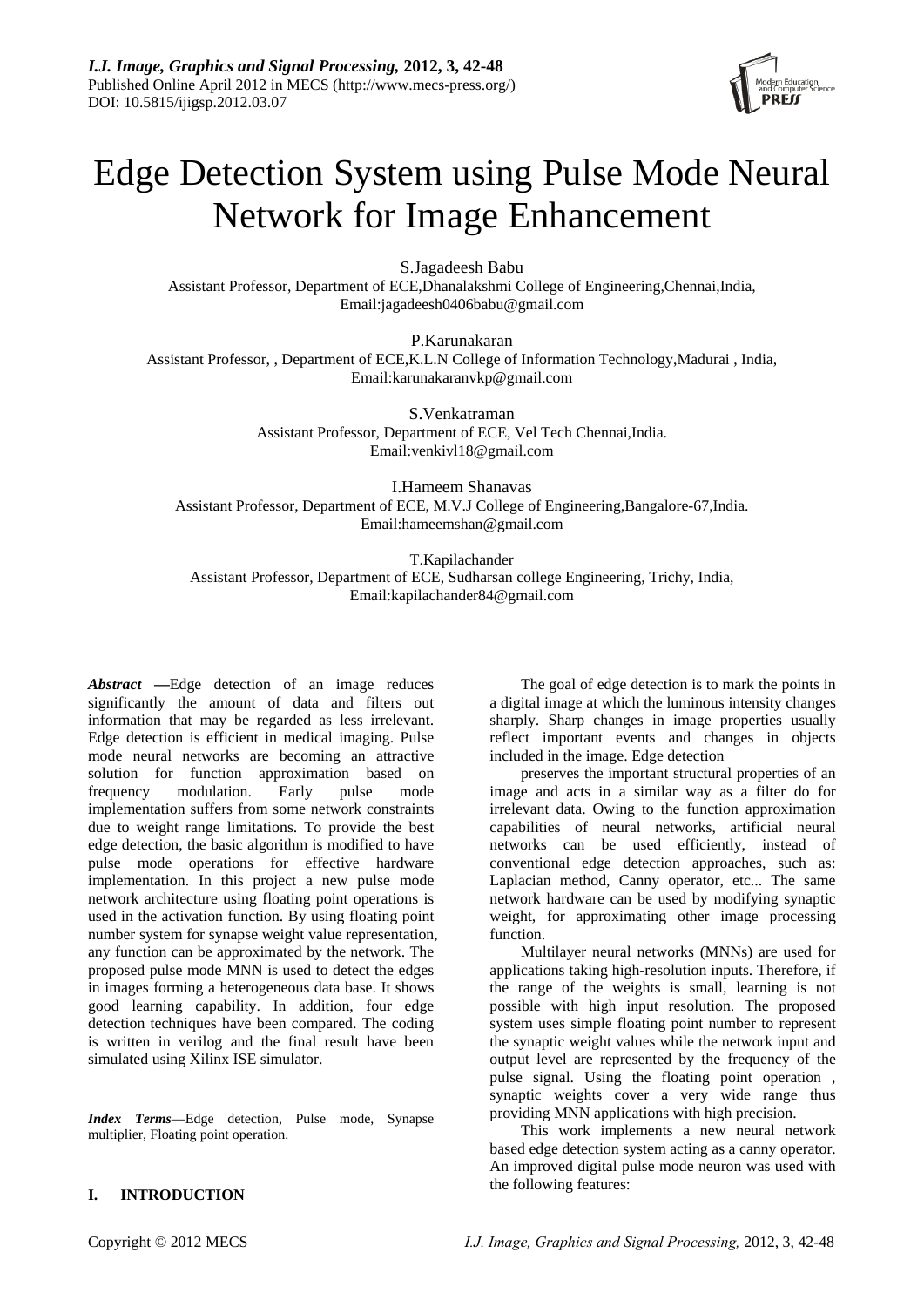# Edge Detection System using Pulse Mode Neural Network for Image Enhancement

S.Jagadeesh Babu
Assistant Professor, Department of ECE,Dhanalakshmi College of Engineering,Chennai,India,
Email:jagadeesh0406babu@gmail.com

P.Karunakaran
Assistant Professor, , Department of ECE,K.L.N College of Information Technology,Madurai , India,
Email:karunakaranvkp@gmail.com

S.Venkatraman
Assistant Professor, Department of ECE, Vel Tech Chennai,India.
Email:venkivl18@gmail.com

I.Hameem Shanavas
Assistant Professor, Department of ECE, M.V.J College of Engineering,Bangalore-67,India.
Email:hameemshan@gmail.com

T.Kapilachander
Assistant Professor, Department of ECE, Sudharsan college Engineering, Trichy, India,
Email:kapilachander84@gmail.com

***Abstract* —**Edge detection of an image reduces significantly the amount of data and filters out information that may be regarded as less irrelevant. Edge detection is efficient in medical imaging. Pulse mode neural networks are becoming an attractive solution for function approximation based on frequency modulation. Early pulse mode implementation suffers from some network constraints due to weight range limitations. To provide the best edge detection, the basic algorithm is modified to have pulse mode operations for effective hardware implementation. In this project a new pulse mode network architecture using floating point operations is used in the activation function. By using floating point number system for synapse weight value representation, any function can be approximated by the network. The proposed pulse mode MNN is used to detect the edges in images forming a heterogeneous data base. It shows good learning capability. In addition, four edge detection techniques have been compared. The coding is written in verilog and the final result have been simulated using Xilinx ISE simulator.

***Index Terms***—Edge detection, Pulse mode, Synapse multiplier, Floating point operation.

## I. INTRODUCTION

The goal of edge detection is to mark the points in a digital image at which the luminous intensity changes sharply. Sharp changes in image properties usually reflect important events and changes in objects included in the image. Edge detection

preserves the important structural properties of an image and acts in a similar way as a filter do for irrelevant data. Owing to the function approximation capabilities of neural networks, artificial neural networks can be used efficiently, instead of conventional edge detection approaches, such as: Laplacian method, Canny operator, etc... The same network hardware can be used by modifying synaptic weight, for approximating other image processing function.

Multilayer neural networks (MNNs) are used for applications taking high-resolution inputs. Therefore, if the range of the weights is small, learning is not possible with high input resolution. The proposed system uses simple floating point number to represent the synaptic weight values while the network input and output level are represented by the frequency of the pulse signal. Using the floating point operation , synaptic weights cover a very wide range thus providing MNN applications with high precision.

This work implements a new neural network based edge detection system acting as a canny operator. An improved digital pulse mode neuron was used with the following features: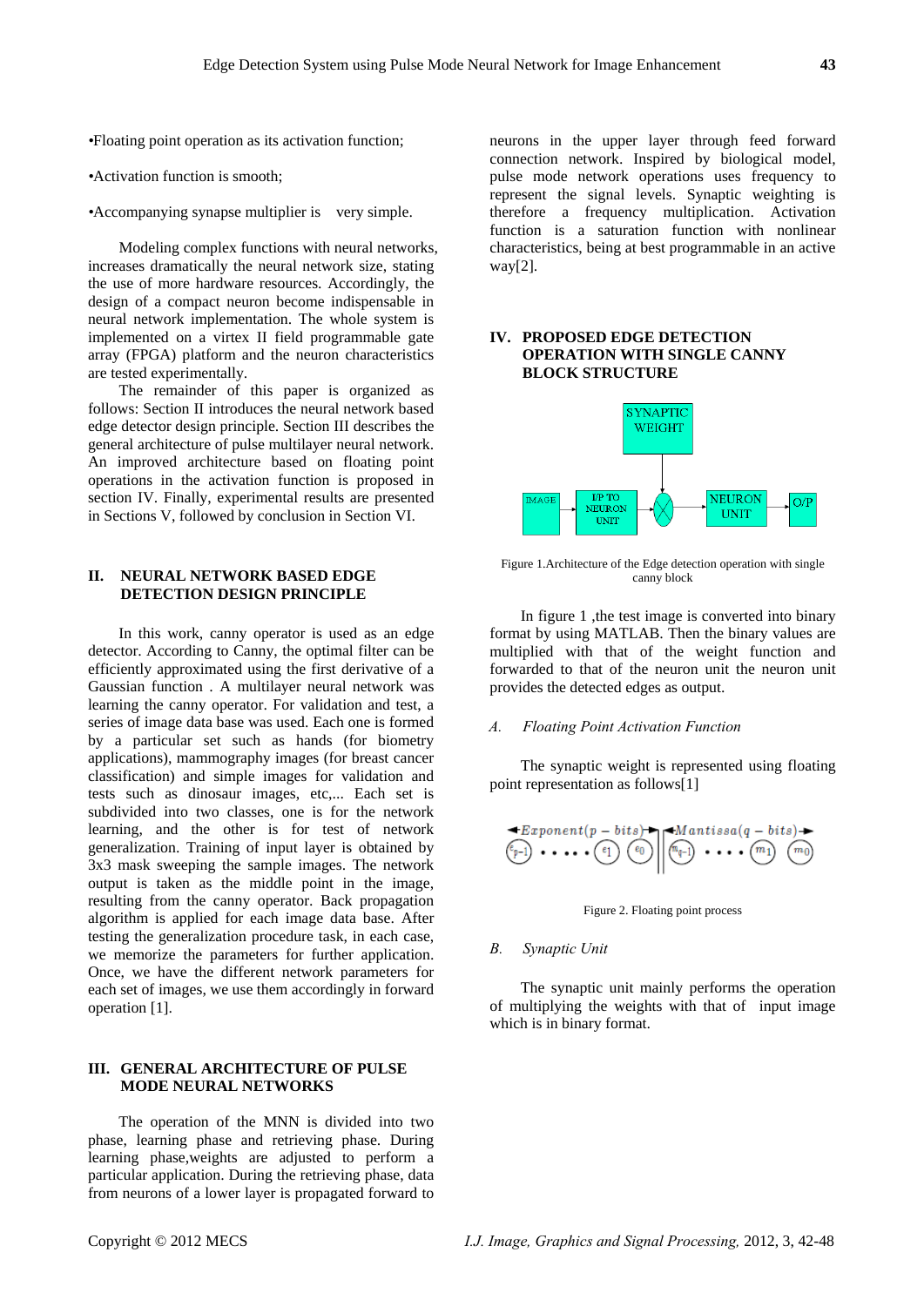•Floating point operation as its activation function;

•Activation function is smooth;

•Accompanying synapse multiplier is very simple.

Modeling complex functions with neural networks, increases dramatically the neural network size, stating the use of more hardware resources. Accordingly, the design of a compact neuron become indispensable in neural network implementation. The whole system is implemented on a virtex II field programmable gate array (FPGA) platform and the neuron characteristics are tested experimentally.

The remainder of this paper is organized as follows: Section II introduces the neural network based edge detector design principle. Section III describes the general architecture of pulse multilayer neural network. An improved architecture based on floating point operations in the activation function is proposed in section IV. Finally, experimental results are presented in Sections V, followed by conclusion in Section VI.

## II. NEURAL NETWORK BASED EDGE DETECTION DESIGN PRINCIPLE

In this work, canny operator is used as an edge detector. According to Canny, the optimal filter can be efficiently approximated using the first derivative of a Gaussian function . A multilayer neural network was learning the canny operator. For validation and test, a series of image data base was used. Each one is formed by a particular set such as hands (for biometry applications), mammography images (for breast cancer classification) and simple images for validation and tests such as dinosaur images, etc,... Each set is subdivided into two classes, one is for the network learning, and the other is for test of network generalization. Training of input layer is obtained by 3x3 mask sweeping the sample images. The network output is taken as the middle point in the image, resulting from the canny operator. Back propagation algorithm is applied for each image data base. After testing the generalization procedure task, in each case, we memorize the parameters for further application. Once, we have the different network parameters for each set of images, we use them accordingly in forward operation [1].

## III. GENERAL ARCHITECTURE OF PULSE MODE NEURAL NETWORKS

The operation of the MNN is divided into two phase, learning phase and retrieving phase. During learning phase,weights are adjusted to perform a particular application. During the retrieving phase, data from neurons of a lower layer is propagated forward to neurons in the upper layer through feed forward connection network. Inspired by biological model, pulse mode network operations uses frequency to represent the signal levels. Synaptic weighting is therefore a frequency multiplication. Activation function is a saturation function with nonlinear characteristics, being at best programmable in an active way[2].

## IV. PROPOSED EDGE DETECTION OPERATION WITH SINGLE CANNY BLOCK STRUCTURE

Figure 1.Architecture of the Edge detection operation with single canny block

In figure 1 ,the test image is converted into binary format by using MATLAB. Then the binary values are multiplied with that of the weight function and forwarded to that of the neuron unit the neuron unit provides the detected edges as output.

### *A. Floating Point Activation Function*

The synaptic weight is represented using floating point representation as follows[1]

$$\xleftarrow{} Exponent(p-bits) \xrightarrow{} \quad \xleftarrow{} Mantissa(q-bits) \xrightarrow{}$$
$$e_{p-1} \cdots\cdots e_1 \; e_0 \;\Big|\; m_{q-1} \cdots\cdots m_1 \; m_0$$

Figure 2. Floating point process

### *B. Synaptic Unit*

The synaptic unit mainly performs the operation of multiplying the weights with that of input image which is in binary format.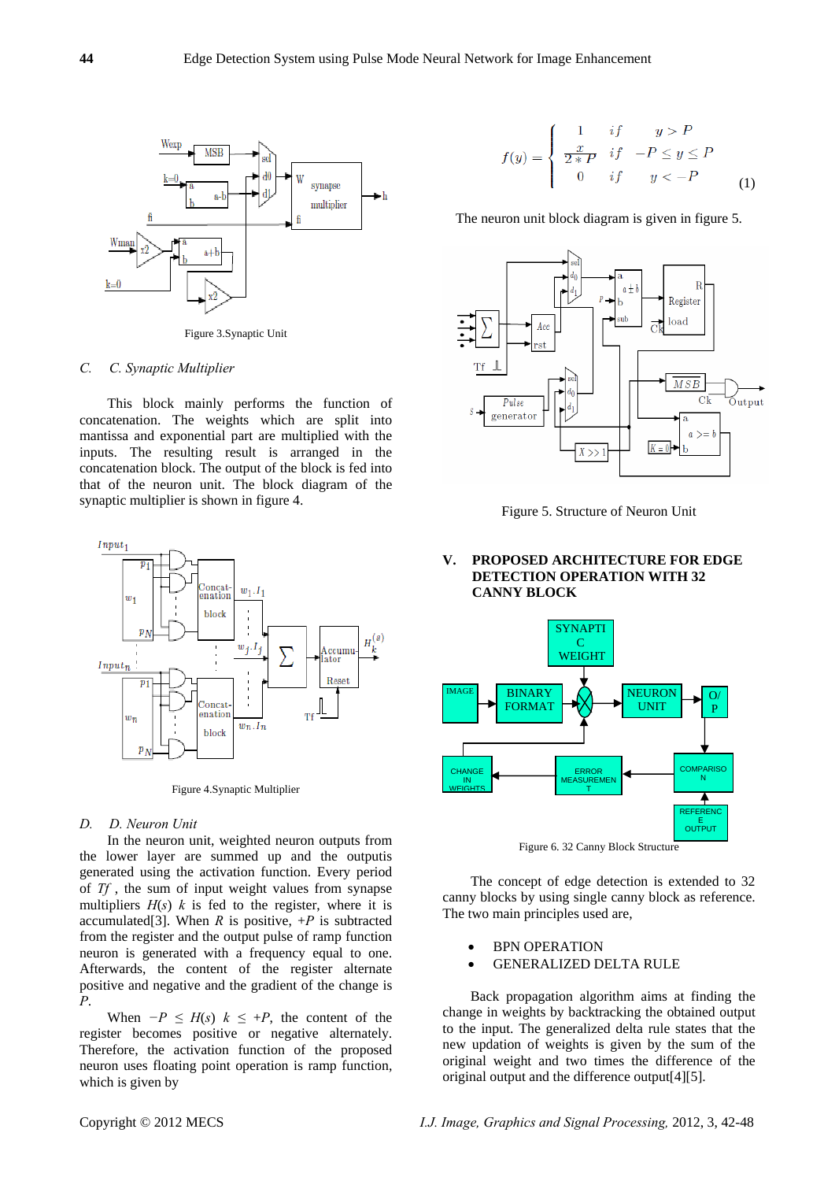Figure 3.Synaptic Unit

### C. Synaptic Multiplier

This block mainly performs the function of concatenation. The weights which are split into mantissa and exponential part are multiplied with the inputs. The resulting result is arranged in the concatenation block. The output of the block is fed into that of the neuron unit. The block diagram of the synaptic multiplier is shown in figure 4.

Figure 4.Synaptic Multiplier

### D. Neuron Unit

In the neuron unit, weighted neuron outputs from the lower layer are summed up and the outputis generated using the activation function. Every period of $Tf$ , the sum of input weight values from synapse multipliers $H(s)$ $k$ is fed to the register, where it is accumulated[3]. When $R$ is positive, $+P$ is subtracted from the register and the output pulse of ramp function neuron is generated with a frequency equal to one. Afterwards, the content of the register alternate positive and negative and the gradient of the change is $P$.

When $-P \leq H(s)$ $k \leq +P$, the content of the register becomes positive or negative alternately. Therefore, the activation function of the proposed neuron uses floating point operation is ramp function, which is given by

$$f(y) = \begin{cases} 1 & if \quad y > P \\ \frac{x}{2*P} & if \quad -P \leq y \leq P \\ 0 & if \quad y < -P \end{cases} \qquad (1)$$

The neuron unit block diagram is given in figure 5.

Figure 5. Structure of Neuron Unit

## V. PROPOSED ARCHITECTURE FOR EDGE DETECTION OPERATION WITH 32 CANNY BLOCK

Figure 6. 32 Canny Block Structure

The concept of edge detection is extended to 32 canny blocks by using single canny block as reference. The two main principles used are,

- BPN OPERATION
- GENERALIZED DELTA RULE

Back propagation algorithm aims at finding the change in weights by backtracking the obtained output to the input. The generalized delta rule states that the new updation of weights is given by the sum of the original weight and two times the difference of the original output and the difference output[4][5].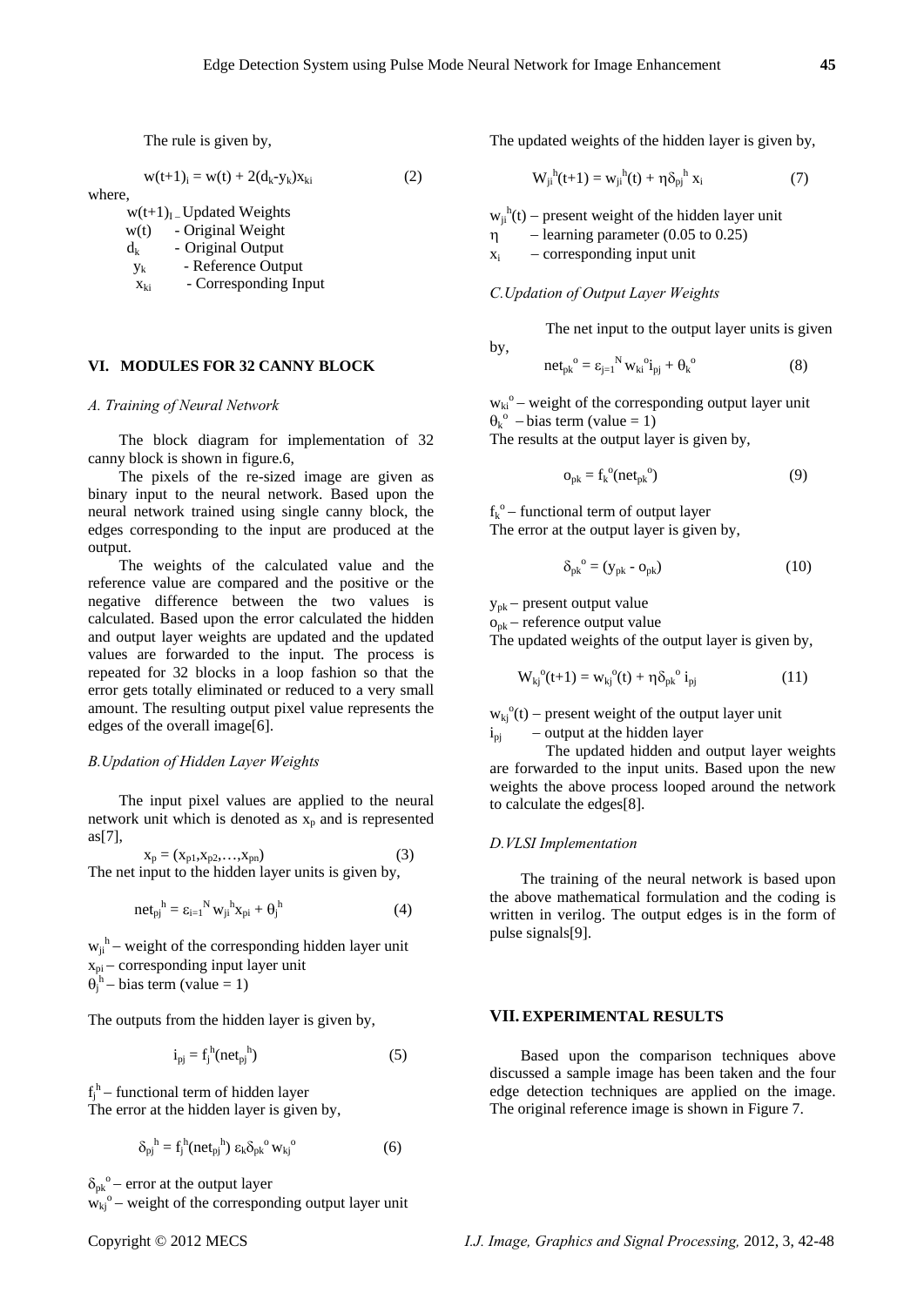The rule is given by,

$$w(t+1)_i = w(t) + 2(d_k - y_k)x_{ki} \quad (2)$$

where,

$w(t+1)_I$ – Updated Weights
$w(t)$ - Original Weight
$d_k$ - Original Output
$y_k$ - Reference Output
$x_{ki}$ - Corresponding Input

## VI. MODULES FOR 32 CANNY BLOCK

### *A. Training of Neural Network*

The block diagram for implementation of 32 canny block is shown in figure.6,

The pixels of the re-sized image are given as binary input to the neural network. Based upon the neural network trained using single canny block, the edges corresponding to the input are produced at the output.

The weights of the calculated value and the reference value are compared and the positive or the negative difference between the two values is calculated. Based upon the error calculated the hidden and output layer weights are updated and the updated values are forwarded to the input. The process is repeated for 32 blocks in a loop fashion so that the error gets totally eliminated or reduced to a very small amount. The resulting output pixel value represents the edges of the overall image[6].

### *B.Updation of Hidden Layer Weights*

The input pixel values are applied to the neural network unit which is denoted as $x_p$ and is represented as[7],

$$x_p = (x_{p1}, x_{p2}, \ldots, x_{pn}) \quad (3)$$

The net input to the hidden layer units is given by,

$$net_{pj}^h = \varepsilon_{i=1}^N w_{ji}^h x_{pi} + \theta_j^h \quad (4)$$

$w_{ji}^h$ – weight of the corresponding hidden layer unit
$x_{pi}$ – corresponding input layer unit
$\theta_j^h$ – bias term (value = 1)

The outputs from the hidden layer is given by,

$$i_{pj} = f_j^h(net_{pj}^h) \quad (5)$$

$f_j^h$ – functional term of hidden layer
The error at the hidden layer is given by,

$$\delta_{pj}^h = f_j^h(net_{pj}^h)\, \varepsilon_k \delta_{pk}^o w_{kj}^o \quad (6)$$

$\delta_{pk}^o$ – error at the output layer
$w_{kj}^o$ – weight of the corresponding output layer unit

The updated weights of the hidden layer is given by,

$$W_{ji}^h(t+1) = w_{ji}^h(t) + \eta \delta_{pj}^h x_i \quad (7)$$

$w_{ji}^h(t)$ – present weight of the hidden layer unit
$\eta$ – learning parameter (0.05 to 0.25)
$x_i$ – corresponding input unit

### *C.Updation of Output Layer Weights*

The net input to the output layer units is given by,

$$net_{pk}^o = \varepsilon_{j=1}^N w_{ki}^o i_{pj} + \theta_k^o \quad (8)$$

$w_{ki}^o$ – weight of the corresponding output layer unit
$\theta_k^o$ – bias term (value = 1)
The results at the output layer is given by,

$$o_{pk} = f_k^o(net_{pk}^o) \quad (9)$$

$f_k^o$ – functional term of output layer
The error at the output layer is given by,

$$\delta_{pk}^o = (y_{pk} - o_{pk}) \quad (10)$$

$y_{pk}$ – present output value
$o_{pk}$ – reference output value
The updated weights of the output layer is given by,

$$W_{kj}^o(t+1) = w_{kj}^o(t) + \eta \delta_{pk}^o i_{pj} \quad (11)$$

$w_{kj}^o(t)$ – present weight of the output layer unit
$i_{pj}$ – output at the hidden layer

The updated hidden and output layer weights are forwarded to the input units. Based upon the new weights the above process looped around the network to calculate the edges[8].

### *D.VLSI Implementation*

The training of the neural network is based upon the above mathematical formulation and the coding is written in verilog. The output edges is in the form of pulse signals[9].

## VII. EXPERIMENTAL RESULTS

Based upon the comparison techniques above discussed a sample image has been taken and the four edge detection techniques are applied on the image. The original reference image is shown in Figure 7.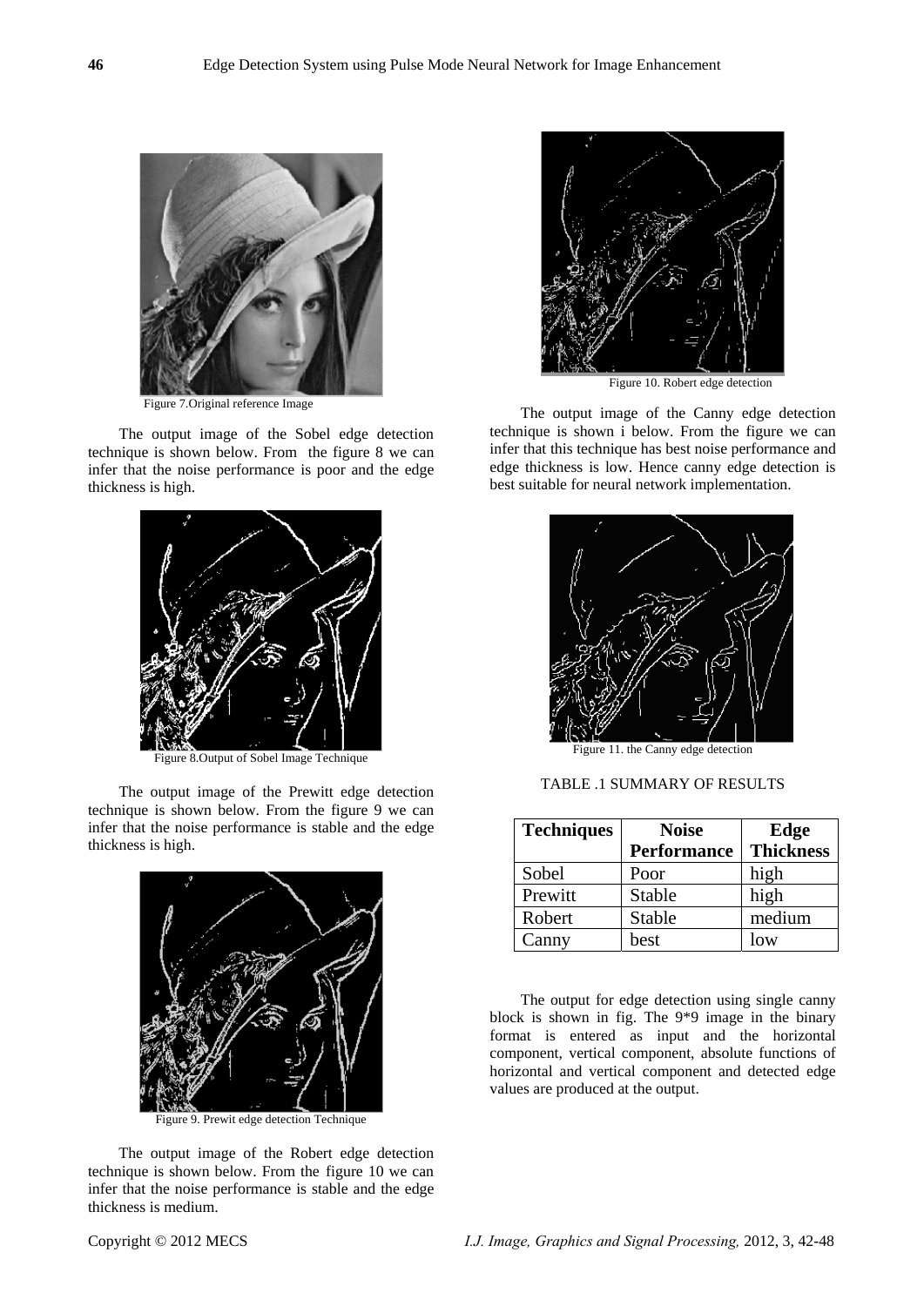Figure 7.Original reference Image

The output image of the Sobel edge detection technique is shown below. From the figure 8 we can infer that the noise performance is poor and the edge thickness is high.

Figure 8.Output of Sobel Image Technique

The output image of the Prewitt edge detection technique is shown below. From the figure 9 we can infer that the noise performance is stable and the edge thickness is high.

Figure 9. Prewit edge detection Technique

The output image of the Robert edge detection technique is shown below. From the figure 10 we can infer that the noise performance is stable and the edge thickness is medium.

Figure 10. Robert edge detection

The output image of the Canny edge detection technique is shown i below. From the figure we can infer that this technique has best noise performance and edge thickness is low. Hence canny edge detection is best suitable for neural network implementation.

Figure 11. the Canny edge detection

TABLE .1 SUMMARY OF RESULTS

| Techniques | Noise Performance | Edge Thickness |
|---|---|---|
| Sobel | Poor | high |
| Prewitt | Stable | high |
| Robert | Stable | medium |
| Canny | best | low |

The output for edge detection using single canny block is shown in fig. The 9*9 image in the binary format is entered as input and the horizontal component, vertical component, absolute functions of horizontal and vertical component and detected edge values are produced at the output.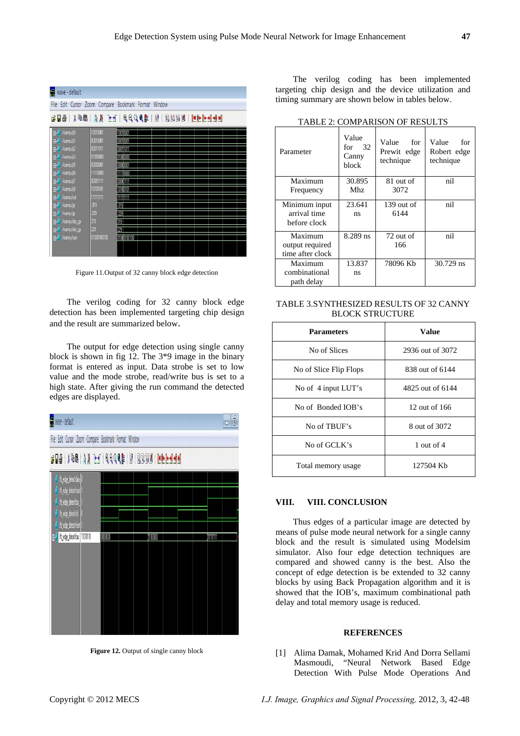Figure 11.Output of 32 canny block edge detection

The verilog coding for 32 canny block edge detection has been implemented targeting chip design and the result are summarized below.

The output for edge detection using single canny block is shown in fig 12. The 3*9 image in the binary format is entered as input. Data strobe is set to low value and the mode strobe, read/write bus is set to a high state. After giving the run command the detected edges are displayed.

**Figure 12.** Output of single canny block

The verilog coding has been implemented targeting chip design and the device utilization and timing summary are shown below in tables below.

TABLE 2: COMPARISON OF RESULTS

| Parameter | Value for 32 Canny block | Value for Prewit edge technique | Value for Robert edge technique |
|---|---|---|---|
| Maximum Frequency | 30.895 Mhz | 81 out of 3072 | nil |
| Minimum input arrival time before clock | 23.641 ns | 139 out of 6144 | nil |
| Maximum output required time after clock | 8.289 ns | 72 out of 166 | nil |
| Maximum combinational path delay | 13.837 ns | 78096 Kb | 30.729 ns |

TABLE 3.SYNTHESIZED RESULTS OF 32 CANNY BLOCK STRUCTURE

| Parameters | Value |
|---|---|
| No of Slices | 2936 out of 3072 |
| No of Slice Flip Flops | 838 out of 6144 |
| No of 4 input LUT's | 4825 out of 6144 |
| No of Bonded IOB's | 12 out of 166 |
| No of TBUF's | 8 out of 3072 |
| No of GCLK's | 1 out of 4 |
| Total memory usage | 127504 Kb |

## VIII. VIII. CONCLUSION

Thus edges of a particular image are detected by means of pulse mode neural network for a single canny block and the result is simulated using Modelsim simulator. Also four edge detection techniques are compared and showed canny is the best. Also the concept of edge detection is be extended to 32 canny blocks by using Back Propagation algorithm and it is showed that the IOB's, maximum combinational path delay and total memory usage is reduced.

## REFERENCES

[1] Alima Damak, Mohamed Krid And Dorra Sellami Masmoudi, "Neural Network Based Edge Detection With Pulse Mode Operations And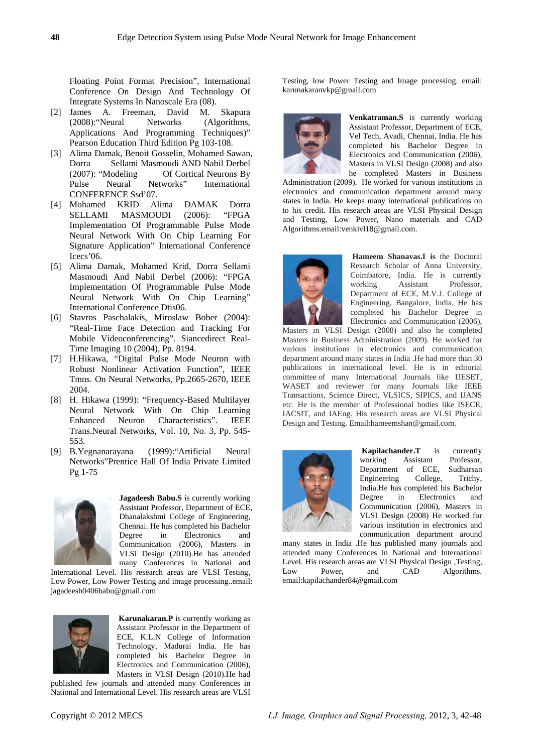Floating Point Format Precision", International Conference On Design And Technology Of Integrate Systems In Nanoscale Era (08).

[2] James A. Freeman, David M. Skapura (2008):"Neural Networks (Algorithms, Applications And Programming Techniques)" Pearson Education Third Edition Pg 103-108.

[3] Alima Damak, Benoit Gosselin, Mohamed Sawan, Dorra Sellami Masmoudi AND Nabil Derbel (2007): "Modeling Of Cortical Neurons By Pulse Neural Networks" International CONFERENCE Ssd'07.

[4] Mohamed KRID Alima DAMAK Dorra SELLAMI MASMOUDI (2006): "FPGA Implementation Of Programmable Pulse Mode Neural Network With On Chip Learning For Signature Application" International Conference Icecs'06.

[5] Alima Damak, Mohamed Krid, Dorra Sellami Masmoudi And Nabil Derbel (2006): "FPGA Implementation Of Programmable Pulse Mode Neural Network With On Chip Learning" International Conference Dtis06.

[6] Stavros Paschalakis, Miroslaw Bober (2004): "Real-Time Face Detection and Tracking For Mobile Videoconferencing". Siancedirect Real-Time Imaging 10 (2004), Pp. 8194.

[7] H.Hikawa, "Digital Pulse Mode Neuron with Robust Nonlinear Activation Function", IEEE Tmns. On Neural Networks, Pp.2665-2670, IEEE 2004.

[8] H. Hikawa (1999): "Frequency-Based Multilayer Neural Network With On Chip Learning Enhanced Neuron Characteristics". IEEE Trans.Neural Networks, Vol. 10, No. 3, Pp. 545-553.

[9] B.Yegnanarayana (1999):"Artificial Neural Networks"Prentice Hall Of India Private Limited Pg 1-75

**Jagadeesh Babu.S** is currently working Assistant Professor, Department of ECE, Dhanalakshmi College of Engineering, Chennai. He has completed his Bachelor Degree in Electronics and Communication (2006), Masters in VLSI Design (2010).He has attended many Conferences in National and International Level. His research areas are VLSI Testing, Low Power, Low Power Testing and image processing..email: jagadeesh0406babu@gmail.com

**Karunakaran.P** is currently working as Assistant Professor in the Department of ECE, K.L.N College of Information Technology, Madurai India. He has completed his Bachelor Degree in Electronics and Communication (2006), Masters in VLSI Design (2010).He had published few journals and attended many Conferences in National and International Level. His research areas are VLSI Testing, low Power Testing and Image processing. email: karunakaranvkp@gmail.com

**Venkatraman.S** is currently working Assistant Professor, Department of ECE, Vel Tech, Avadi, Chennai, India. He has completed his Bachelor Degree in Electronics and Communication (2006), Masters in VLSI Design (2008) and also he completed Masters in Business Administration (2009). He worked for various institutions in electronics and communication department around many states in India. He keeps many international publications on to his credit. His research areas are VLSI Physical Design and Testing, Low Power, Nano materials and CAD Algorithms.email:venkivl18@gmail.com.

**Hameem Shanavas.I is** the Doctoral Research Scholar of Anna University, Coimbatore, India. He is currently working Assistant Professor, Department of ECE, M.V.J. College of Engineering, Bangalore, India. He has completed his Bachelor Degree in Electronics and Communication (2006), Masters in VLSI Design (2008) and also he completed Masters in Business Administration (2009). He worked for various institutions in electronics and communication department around many states in India .He had more than 30 publications in international level. He is in editorial committee of many International Journals like IJESET, WASET and reviewer for many Journals like IEEE Transactions, Science Direct, VLSICS, SIPICS, and IJANS etc. He is the member of Professional bodies like ISECE, IACSIT, and IAEng. His research areas are VLSI Physical Design and Testing. Email:hameemshan@gmail.com.

**Kapilachander.T** is currently working Assistant Professor, Department of ECE, Sudharsan Engineering College, Trichy, India.He has completed his Bachelor Degree in Electronics and Communication (2006), Masters in VLSI Design (2008) He worked for various institution in electronics and communication department around many states in India .He has published many journals and attended many Conferences in National and International Level. His research areas are VLSI Physical Design ,Testing, Low Power, and CAD Algorithms. email:kapilachander84@gmail.com